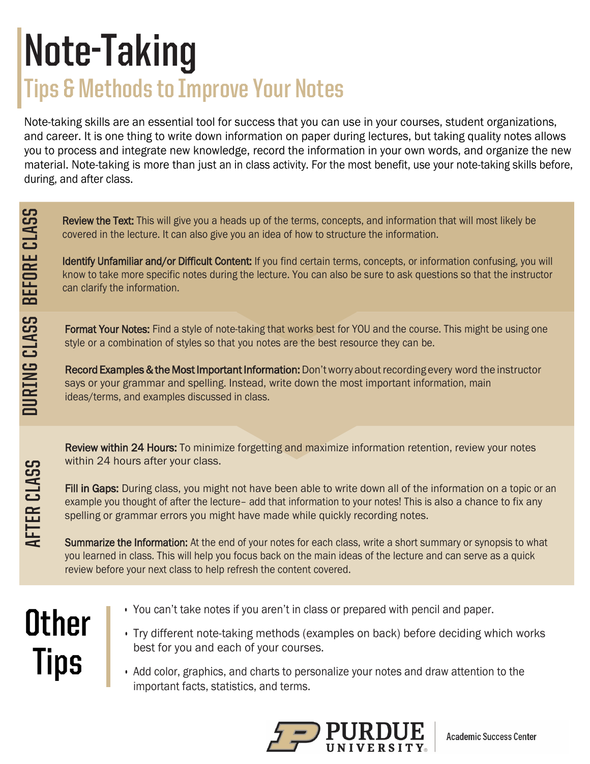# Note-Taking

## Tips & Methods to Improve Your Notes

Note-taking skills are an essential tool for success that you can use in your courses, student organizations, and career. It is one thing to write down information on paper during lectures, but taking quality notes allows you to process and integrate new knowledge, record the information in your own words, and organize the new material. Note-taking is more than just an in class activity. For the most benefit, use your note-taking skills before, during, and after class.

### BEFORE CLASS

**Review the Text:** This will give you a heads up of the terms, concepts, and information that will most likely be covered in the lecture. It can also give you an idea of how to structure the information.

**Identify Unfamiliar and/or Difficult Content:** If you find certain terms, concepts, or information confusing, you will know to take more specific notes during the lecture. You can also be sure to ask questions so that the instructor can clarify the information.

### DURING CLASS

**Format Your Notes:** Find a style of note-taking that works best for YOU and the course. This might be using one style or a combination of styles so that you notes are the best resource they can be.

**Record Examples & the Most Important Information:** Don't worry about recording every word the instructor says or your grammar and spelling. Instead, write down the most important information, main ideas/terms, and examples discussed in class.

### AFTER CLASS

**Review within 24 Hours:** To minimize forgetting and maximize information retention, review your notes within 24 hours after your class.

**Fill in Gaps:** During class, you might not have been able to write down all of the information on a topic or an example you thought of after the lecture– add that information to your notes! This is also a chance to fix any spelling or grammar errors you might have made while quickly recording notes.

**Summarize the Information:** At the end of your notes for each class, write a short summary or synopsis to what you learned in class. This will help you focus back on the main ideas of the lecture and can serve as a quick review before your next class to help refresh the content covered.

## Other Tips

- You can't take notes if you aren't in class or prepared with pencil and paper.
- Try different note-taking methods (examples on back) before deciding which works best for you and each of your courses.
- Add color, graphics, and charts to personalize your notes and draw attention to the important facts, statistics, and terms.

PURDUE UNIVERSITY | Academic Success Center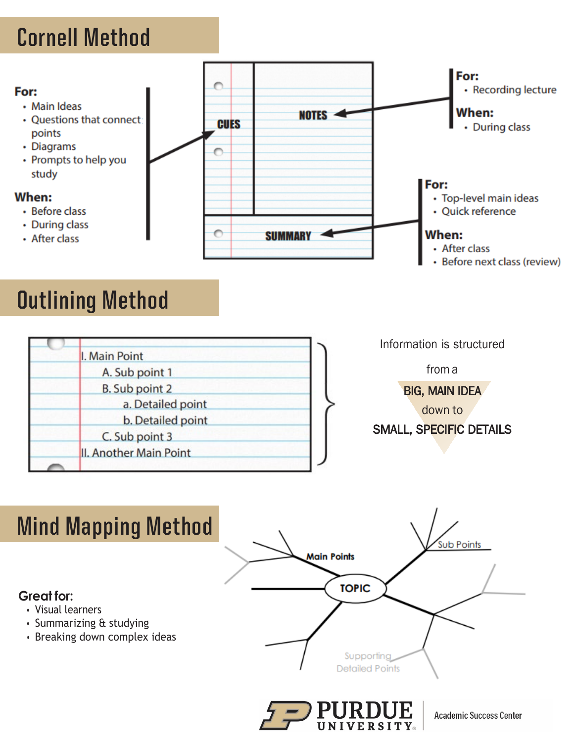# Cornell Method

**For:**
- Main Ideas
- Questions that connect points
- Diagrams
- Prompts to help you study

**When:**
- Before class
- During class
- After class

CUES

NOTES

SUMMARY

**For:**
- Recording lecture

**When:**
- During class

**For:**
- Top-level main ideas
- Quick reference

**When:**
- After class
- Before next class (review)

# Outlining Method

I. Main Point
 A. Sub point 1
 B. Sub point 2
  a. Detailed point
  b. Detailed point
 C. Sub point 3
II. Another Main Point

Information is structured from a
BIG, MAIN IDEA
down to
SMALL, SPECIFIC DETAILS

# Mind Mapping Method

**Great for:**
- Visual learners
- Summarizing & studying
- Breaking down complex ideas

TOPIC
Main Points
Sub Points
Supporting Detailed Points

PURDUE UNIVERSITY | Academic Success Center